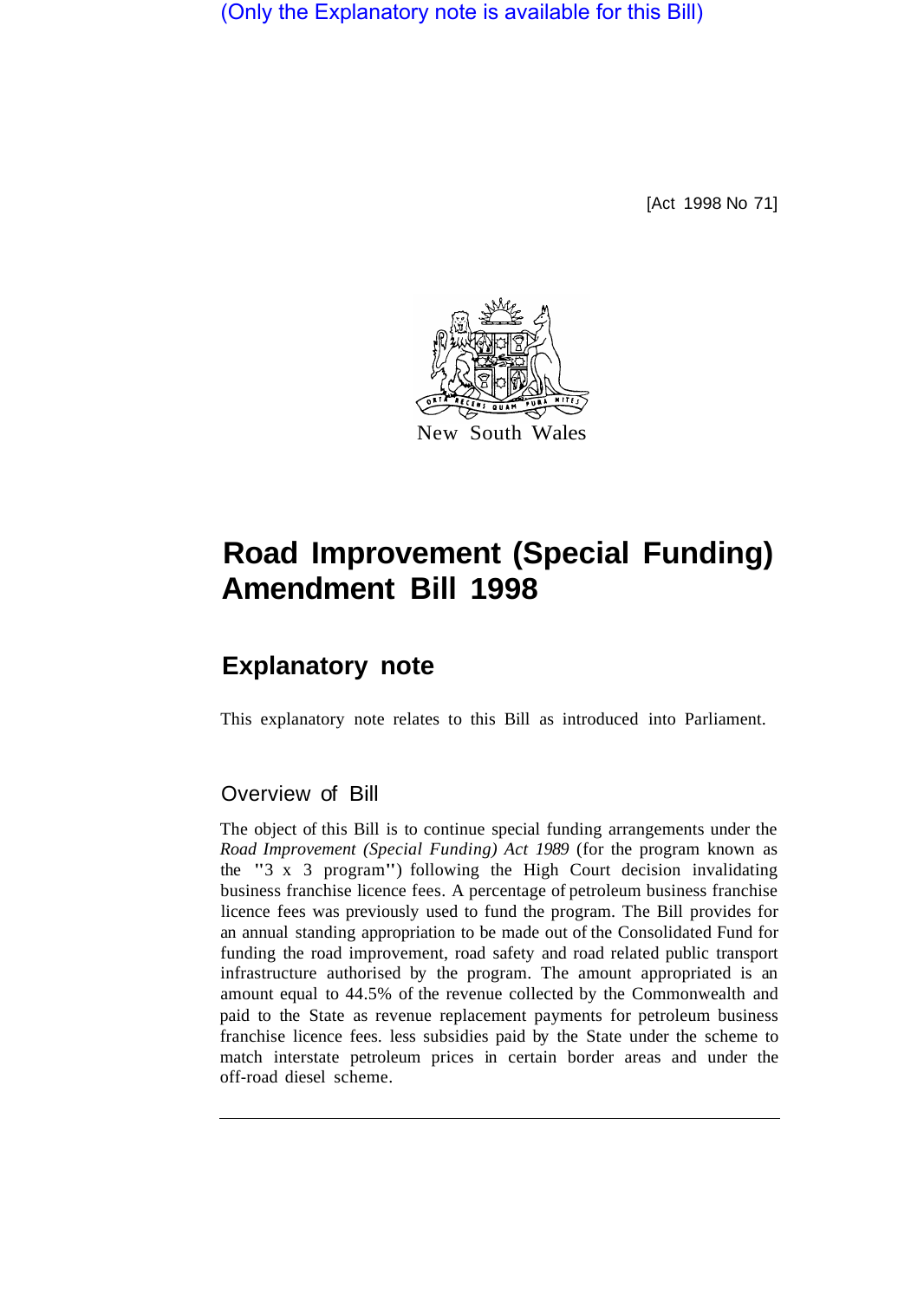(Only the Explanatory note is available for this Bill)

[Act 1998 No 71]

New South Wales

# Road Improvement (Special Funding) Amendment Bill 1998

## Explanatory note

This explanatory note relates to this Bill as introduced into Parliament.

### Overview of Bill

The object of this Bill is to continue special funding arrangements under the *Road Improvement (Special Funding) Act 1989* (for the program known as the "3 x 3 program") following the High Court decision invalidating business franchise licence fees. A percentage of petroleum business franchise licence fees was previously used to fund the program. The Bill provides for an annual standing appropriation to be made out of the Consolidated Fund for funding the road improvement, road safety and road related public transport infrastructure authorised by the program. The amount appropriated is an amount equal to 44.5% of the revenue collected by the Commonwealth and paid to the State as revenue replacement payments for petroleum business franchise licence fees. less subsidies paid by the State under the scheme to match interstate petroleum prices in certain border areas and under the off-road diesel scheme.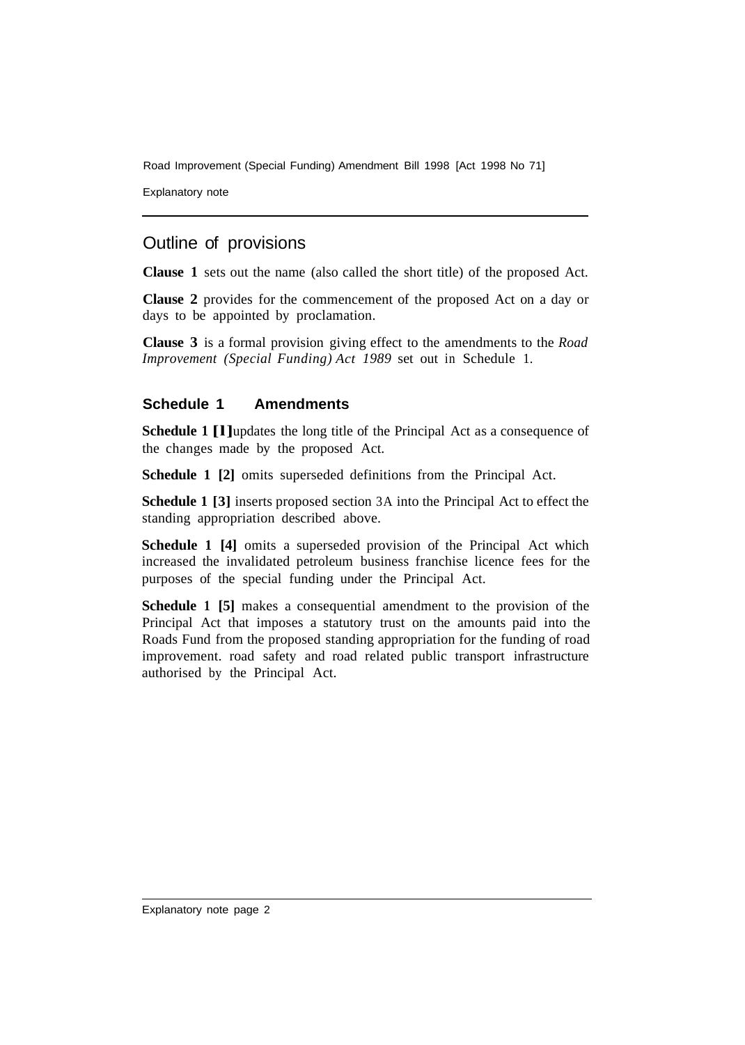## Outline of provisions

**Clause 1** sets out the name (also called the short title) of the proposed Act.

**Clause 2** provides for the commencement of the proposed Act on a day or days to be appointed by proclamation.

**Clause 3** is a formal provision giving effect to the amendments to the *Road Improvement (Special Funding) Act 1989* set out in Schedule 1.

### Schedule 1 Amendments

**Schedule 1 [1]** updates the long title of the Principal Act as a consequence of the changes made by the proposed Act.

**Schedule 1 [2]** omits superseded definitions from the Principal Act.

**Schedule 1 [3]** inserts proposed section 3A into the Principal Act to effect the standing appropriation described above.

**Schedule 1 [4]** omits a superseded provision of the Principal Act which increased the invalidated petroleum business franchise licence fees for the purposes of the special funding under the Principal Act.

**Schedule 1 [5]** makes a consequential amendment to the provision of the Principal Act that imposes a statutory trust on the amounts paid into the Roads Fund from the proposed standing appropriation for the funding of road improvement. road safety and road related public transport infrastructure authorised by the Principal Act.